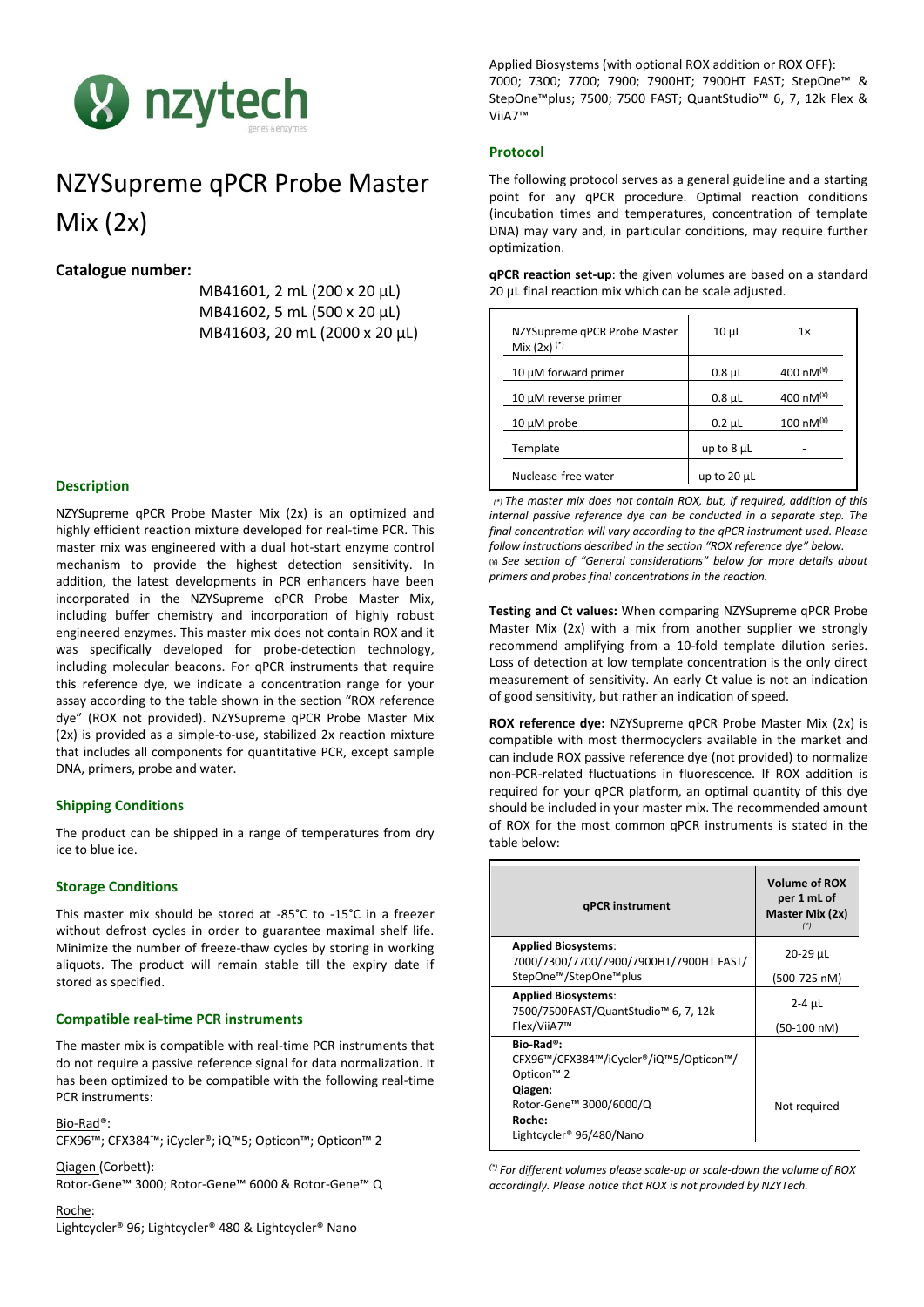# NZYSupreme qPCR Probe Master Mix (2x)

**Catalogue number:**

MB41601, 2 mL (200 x 20 µL)
MB41602, 5 mL (500 x 20 µL)
MB41603, 20 mL (2000 x 20 µL)

## Description

NZYSupreme qPCR Probe Master Mix (2x) is an optimized and highly efficient reaction mixture developed for real-time PCR. This master mix was engineered with a dual hot-start enzyme control mechanism to provide the highest detection sensitivity. In addition, the latest developments in PCR enhancers have been incorporated in the NZYSupreme qPCR Probe Master Mix, including buffer chemistry and incorporation of highly robust engineered enzymes. This master mix does not contain ROX and it was specifically developed for probe-detection technology, including molecular beacons. For qPCR instruments that require this reference dye, we indicate a concentration range for your assay according to the table shown in the section "ROX reference dye" (ROX not provided). NZYSupreme qPCR Probe Master Mix (2x) is provided as a simple-to-use, stabilized 2x reaction mixture that includes all components for quantitative PCR, except sample DNA, primers, probe and water.

## Shipping Conditions

The product can be shipped in a range of temperatures from dry ice to blue ice.

## Storage Conditions

This master mix should be stored at -85°C to -15°C in a freezer without defrost cycles in order to guarantee maximal shelf life. Minimize the number of freeze-thaw cycles by storing in working aliquots. The product will remain stable till the expiry date if stored as specified.

## Compatible real-time PCR instruments

The master mix is compatible with real-time PCR instruments that do not require a passive reference signal for data normalization. It has been optimized to be compatible with the following real-time PCR instruments:

Bio-Rad®:
CFX96™; CFX384™; iCycler®; iQ™5; Opticon™; Opticon™ 2

Qiagen (Corbett):
Rotor-Gene™ 3000; Rotor-Gene™ 6000 & Rotor-Gene™ Q

Roche:
Lightcycler® 96; Lightcycler® 480 & Lightcycler® Nano

Applied Biosystems (with optional ROX addition or ROX OFF):
7000; 7300; 7700; 7900; 7900HT; 7900HT FAST; StepOne™ & StepOne™plus; 7500; 7500 FAST; QuantStudio™ 6, 7, 12k Flex & ViiA7™

## Protocol

The following protocol serves as a general guideline and a starting point for any qPCR procedure. Optimal reaction conditions (incubation times and temperatures, concentration of template DNA) may vary and, in particular conditions, may require further optimization.

**qPCR reaction set-up**: the given volumes are based on a standard 20 µL final reaction mix which can be scale adjusted.

| | | |
|---|---|---|
| NZYSupreme qPCR Probe Master Mix (2x) (*) | 10 µL | 1× |
| 10 µM forward primer | 0.8 µL | 400 nM(¥) |
| 10 µM reverse primer | 0.8 µL | 400 nM(¥) |
| 10 µM probe | 0.2 µL | 100 nM(¥) |
| Template | up to 8 µL | - |
| Nuclease-free water | up to 20 µL | - |

*(\*) The master mix does not contain ROX, but, if required, addition of this internal passive reference dye can be conducted in a separate step. The final concentration will vary according to the qPCR instrument used. Please follow instructions described in the section "ROX reference dye" below.*
*(¥) See section of "General considerations" below for more details about primers and probes final concentrations in the reaction.*

**Testing and Ct values:** When comparing NZYSupreme qPCR Probe Master Mix (2x) with a mix from another supplier we strongly recommend amplifying from a 10-fold template dilution series. Loss of detection at low template concentration is the only direct measurement of sensitivity. An early Ct value is not an indication of good sensitivity, but rather an indication of speed.

**ROX reference dye:** NZYSupreme qPCR Probe Master Mix (2x) is compatible with most thermocyclers available in the market and can include ROX passive reference dye (not provided) to normalize non-PCR-related fluctuations in fluorescence. If ROX addition is required for your qPCR platform, an optimal quantity of this dye should be included in your master mix. The recommended amount of ROX for the most common qPCR instruments is stated in the table below:

| qPCR instrument | Volume of ROX per 1 mL of Master Mix (2x) (*) |
|---|---|
| **Applied Biosystems**: 7000/7300/7700/7900/7900HT/7900HT FAST/ StepOne™/StepOne™plus | 20-29 µL (500-725 nM) |
| **Applied Biosystems**: 7500/7500FAST/QuantStudio™ 6, 7, 12k Flex/ViiA7™ | 2-4 µL (50-100 nM) |
| **Bio-Rad®:** CFX96™/CFX384™/iCycler®/iQ™5/Opticon™/ Opticon™ 2 **Qiagen:** Rotor-Gene™ 3000/6000/Q **Roche:** Lightcycler® 96/480/Nano | Not required |

*(\*) For different volumes please scale-up or scale-down the volume of ROX accordingly. Please notice that ROX is not provided by NZYTech.*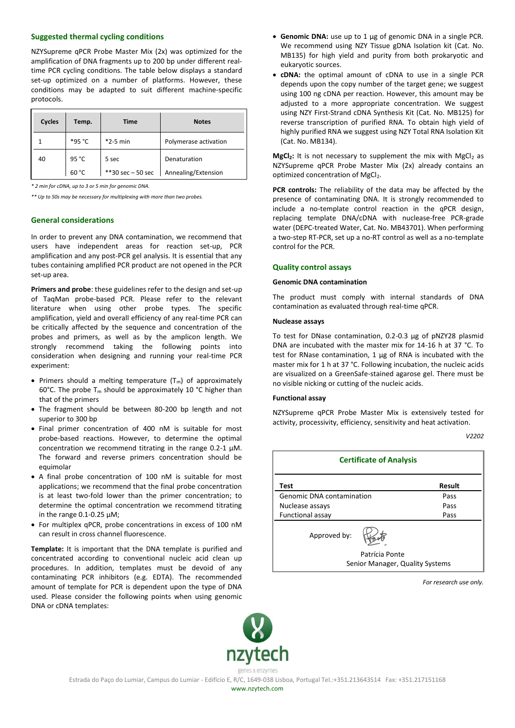### Suggested thermal cycling conditions

NZYSupreme qPCR Probe Master Mix (2x) was optimized for the amplification of DNA fragments up to 200 bp under different real-time PCR cycling conditions. The table below displays a standard set-up optimized on a number of platforms. However, these conditions may be adapted to suit different machine-specific protocols.

| Cycles | Temp. | Time | Notes |
|---|---|---|---|
| 1 | *95 °C | *2-5 min | Polymerase activation |
| 40 | 95 °C | 5 sec | Denaturation |
| | 60 °C | **30 sec – 50 sec | Annealing/Extension |

*\* 2 min for cDNA, up to 3 or 5 min for genomic DNA.*

*\*\* Up to 50s may be necessary for multiplexing with more than two probes.*

### General considerations

In order to prevent any DNA contamination, we recommend that users have independent areas for reaction set-up, PCR amplification and any post-PCR gel analysis. It is essential that any tubes containing amplified PCR product are not opened in the PCR set-up area.

**Primers and probe**: these guidelines refer to the design and set-up of TaqMan probe-based PCR. Please refer to the relevant literature when using other probe types. The specific amplification, yield and overall efficiency of any real-time PCR can be critically affected by the sequence and concentration of the probes and primers, as well as by the amplicon length. We strongly recommend taking the following points into consideration when designing and running your real-time PCR experiment:

- Primers should a melting temperature ($T_m$) of approximately 60°C. The probe $T_m$ should be approximately 10 °C higher than that of the primers
- The fragment should be between 80-200 bp length and not superior to 300 bp
- Final primer concentration of 400 nM is suitable for most probe-based reactions. However, to determine the optimal concentration we recommend titrating in the range 0.2-1 µM. The forward and reverse primers concentration should be equimolar
- A final probe concentration of 100 nM is suitable for most applications; we recommend that the final probe concentration is at least two-fold lower than the primer concentration; to determine the optimal concentration we recommend titrating in the range 0.1-0.25 µM;
- For multiplex qPCR, probe concentrations in excess of 100 nM can result in cross channel fluorescence.

**Template:** It is important that the DNA template is purified and concentrated according to conventional nucleic acid clean up procedures. In addition, templates must be devoid of any contaminating PCR inhibitors (e.g. EDTA). The recommended amount of template for PCR is dependent upon the type of DNA used. Please consider the following points when using genomic DNA or cDNA templates:

- **Genomic DNA:** use up to 1 µg of genomic DNA in a single PCR. We recommend using NZY Tissue gDNA Isolation kit (Cat. No. MB135) for high yield and purity from both prokaryotic and eukaryotic sources.
- **cDNA:** the optimal amount of cDNA to use in a single PCR depends upon the copy number of the target gene; we suggest using 100 ng cDNA per reaction. However, this amount may be adjusted to a more appropriate concentration. We suggest using NZY First-Strand cDNA Synthesis Kit (Cat. No. MB125) for reverse transcription of purified RNA. To obtain high yield of highly purified RNA we suggest using NZY Total RNA Isolation Kit (Cat. No. MB134).

**$MgCl_2$:** It is not necessary to supplement the mix with $MgCl_2$ as NZYSupreme qPCR Probe Master Mix (2x) already contains an optimized concentration of $MgCl_2$.

**PCR controls:** The reliability of the data may be affected by the presence of contaminating DNA. It is strongly recommended to include a no-template control reaction in the qPCR design, replacing template DNA/cDNA with nuclease-free PCR-grade water (DEPC-treated Water, Cat. No. MB43701). When performing a two-step RT-PCR, set up a no-RT control as well as a no-template control for the PCR.

### Quality control assays

#### Genomic DNA contamination

The product must comply with internal standards of DNA contamination as evaluated through real-time qPCR.

#### Nuclease assays

To test for DNase contamination, 0.2-0.3 µg of pNZY28 plasmid DNA are incubated with the master mix for 14-16 h at 37 °C. To test for RNase contamination, 1 µg of RNA is incubated with the master mix for 1 h at 37 °C. Following incubation, the nucleic acids are visualized on a GreenSafe-stained agarose gel. There must be no visible nicking or cutting of the nucleic acids.

#### Functional assay

NZYSupreme qPCR Probe Master Mix is extensively tested for activity, processivity, efficiency, sensitivity and heat activation.

*V2202*

### Certificate of Analysis

| Test | Result |
|---|---|
| Genomic DNA contamination | Pass |
| Nuclease assays | Pass |
| Functional assay | Pass |

Approved by:

Patrícia Ponte
Senior Manager, Quality Systems

*For research use only.*

nzytech
genes & enzymes

Estrada do Paço do Lumiar, Campus do Lumiar - Edifício E, R/C, 1649-038 Lisboa, Portugal Tel.:+351.213643514 Fax: +351.217151168
www.nzytech.com